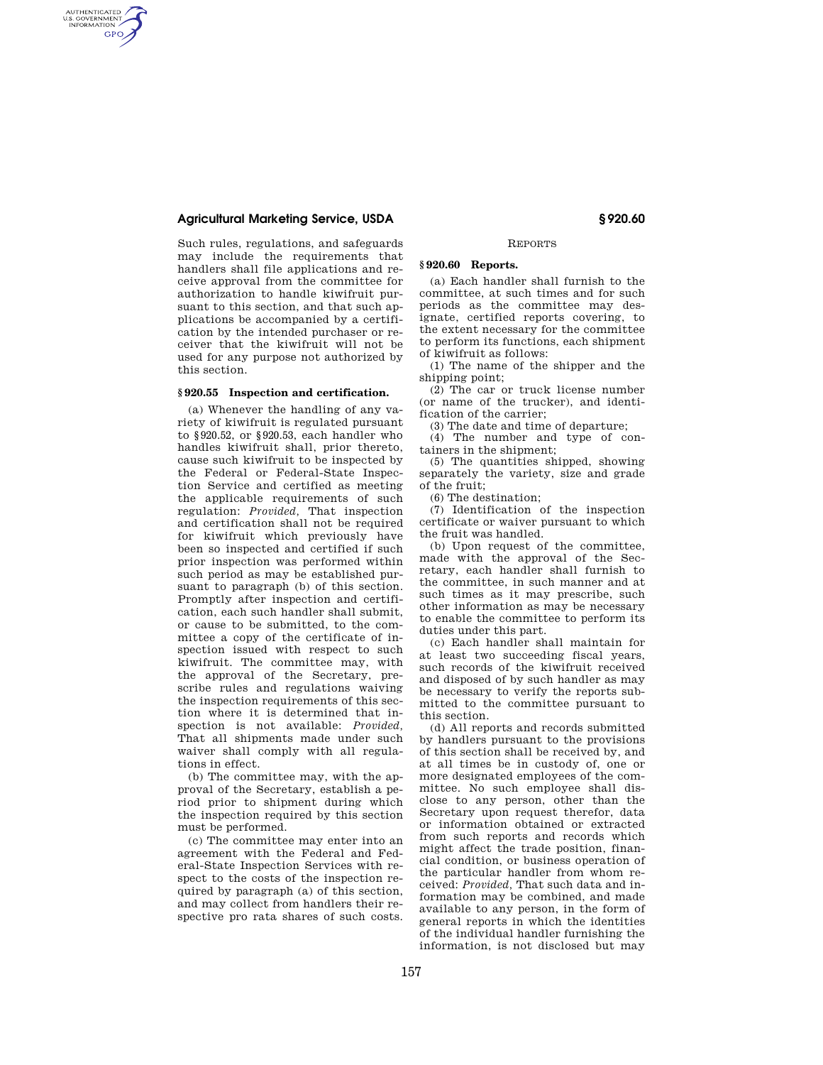Such rules, regulations, and safeguards may include the requirements that handlers shall file applications and receive approval from the committee for authorization to handle kiwifruit pursuant to this section, and that such applications be accompanied by a certification by the intended purchaser or receiver that the kiwifruit will not be used for any purpose not authorized by this section.

### § 920.55 Inspection and certification.

(a) Whenever the handling of any variety of kiwifruit is regulated pursuant to § 920.52, or § 920.53, each handler who handles kiwifruit shall, prior thereto, cause such kiwifruit to be inspected by the Federal or Federal-State Inspection Service and certified as meeting the applicable requirements of such regulation: *Provided*, That inspection and certification shall not be required for kiwifruit which previously have been so inspected and certified if such prior inspection was performed within such period as may be established pursuant to paragraph (b) of this section. Promptly after inspection and certification, each such handler shall submit, or cause to be submitted, to the committee a copy of the certificate of inspection issued with respect to such kiwifruit. The committee may, with the approval of the Secretary, prescribe rules and regulations waiving the inspection requirements of this section where it is determined that inspection is not available: *Provided*, That all shipments made under such waiver shall comply with all regulations in effect.

(b) The committee may, with the approval of the Secretary, establish a period prior to shipment during which the inspection required by this section must be performed.

(c) The committee may enter into an agreement with the Federal and Federal-State Inspection Services with respect to the costs of the inspection required by paragraph (a) of this section, and may collect from handlers their respective pro rata shares of such costs.

## REPORTS

### § 920.60 Reports.

(a) Each handler shall furnish to the committee, at such times and for such periods as the committee may designate, certified reports covering, to the extent necessary for the committee to perform its functions, each shipment of kiwifruit as follows:

(1) The name of the shipper and the shipping point;

(2) The car or truck license number (or name of the trucker), and identification of the carrier;

(3) The date and time of departure;

(4) The number and type of containers in the shipment;

(5) The quantities shipped, showing separately the variety, size and grade of the fruit;

(6) The destination;

(7) Identification of the inspection certificate or waiver pursuant to which the fruit was handled.

(b) Upon request of the committee, made with the approval of the Secretary, each handler shall furnish to the committee, in such manner and at such times as it may prescribe, such other information as may be necessary to enable the committee to perform its duties under this part.

(c) Each handler shall maintain for at least two succeeding fiscal years, such records of the kiwifruit received and disposed of by such handler as may be necessary to verify the reports submitted to the committee pursuant to this section.

(d) All reports and records submitted by handlers pursuant to the provisions of this section shall be received by, and at all times be in custody of, one or more designated employees of the committee. No such employee shall disclose to any person, other than the Secretary upon request therefor, data or information obtained or extracted from such reports and records which might affect the trade position, financial condition, or business operation of the particular handler from whom received: *Provided*, That such data and information may be combined, and made available to any person, in the form of general reports in which the identities of the individual handler furnishing the information, is not disclosed but may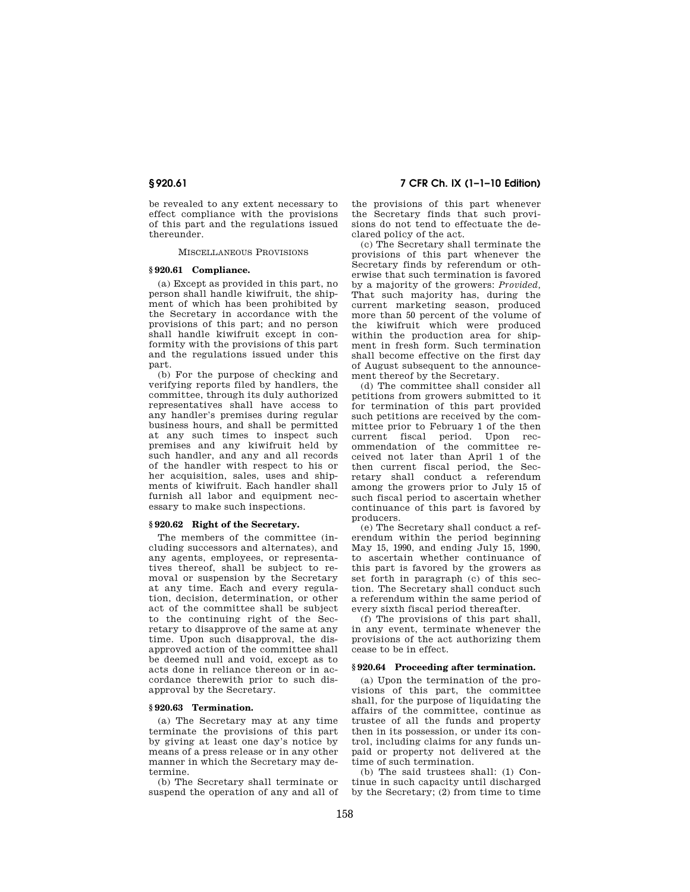be revealed to any extent necessary to effect compliance with the provisions of this part and the regulations issued thereunder.

MISCELLANEOUS PROVISIONS

### § 920.61 Compliance.

(a) Except as provided in this part, no person shall handle kiwifruit, the shipment of which has been prohibited by the Secretary in accordance with the provisions of this part; and no person shall handle kiwifruit except in conformity with the provisions of this part and the regulations issued under this part.

(b) For the purpose of checking and verifying reports filed by handlers, the committee, through its duly authorized representatives shall have access to any handler's premises during regular business hours, and shall be permitted at any such times to inspect such premises and any kiwifruit held by such handler, and any and all records of the handler with respect to his or her acquisition, sales, uses and shipments of kiwifruit. Each handler shall furnish all labor and equipment necessary to make such inspections.

### § 920.62 Right of the Secretary.

The members of the committee (including successors and alternates), and any agents, employees, or representatives thereof, shall be subject to removal or suspension by the Secretary at any time. Each and every regulation, decision, determination, or other act of the committee shall be subject to the continuing right of the Secretary to disapprove of the same at any time. Upon such disapproval, the disapproved action of the committee shall be deemed null and void, except as to acts done in reliance thereon or in accordance therewith prior to such disapproval by the Secretary.

### § 920.63 Termination.

(a) The Secretary may at any time terminate the provisions of this part by giving at least one day's notice by means of a press release or in any other manner in which the Secretary may determine.

(b) The Secretary shall terminate or suspend the operation of any and all of the provisions of this part whenever the Secretary finds that such provisions do not tend to effectuate the declared policy of the act.

(c) The Secretary shall terminate the provisions of this part whenever the Secretary finds by referendum or otherwise that such termination is favored by a majority of the growers: *Provided,* That such majority has, during the current marketing season, produced more than 50 percent of the volume of the kiwifruit which were produced within the production area for shipment in fresh form. Such termination shall become effective on the first day of August subsequent to the announcement thereof by the Secretary.

(d) The committee shall consider all petitions from growers submitted to it for termination of this part provided such petitions are received by the committee prior to February 1 of the then current fiscal period. Upon recommendation of the committee received not later than April 1 of the then current fiscal period, the Secretary shall conduct a referendum among the growers prior to July 15 of such fiscal period to ascertain whether continuance of this part is favored by producers.

(e) The Secretary shall conduct a referendum within the period beginning May 15, 1990, and ending July 15, 1990, to ascertain whether continuance of this part is favored by the growers as set forth in paragraph (c) of this section. The Secretary shall conduct such a referendum within the same period of every sixth fiscal period thereafter.

(f) The provisions of this part shall, in any event, terminate whenever the provisions of the act authorizing them cease to be in effect.

### § 920.64 Proceeding after termination.

(a) Upon the termination of the provisions of this part, the committee shall, for the purpose of liquidating the affairs of the committee, continue as trustee of all the funds and property then in its possession, or under its control, including claims for any funds unpaid or property not delivered at the time of such termination.

(b) The said trustees shall: (1) Continue in such capacity until discharged by the Secretary; (2) from time to time